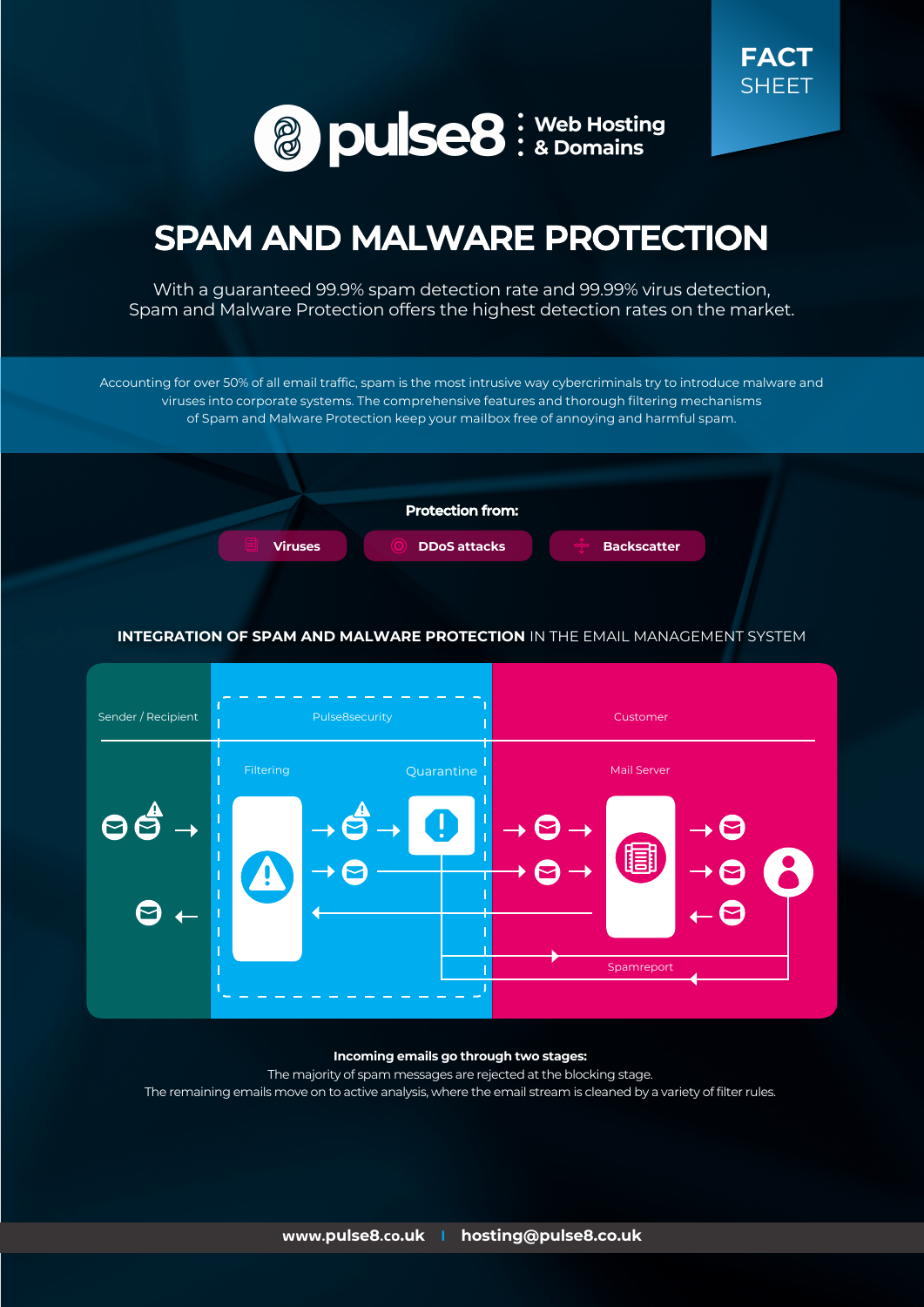FACT SHEET

pulse8 : Web Hosting & Domains

# SPAM AND MALWARE PROTECTION

With a guaranteed 99.9% spam detection rate and 99.99% virus detection, Spam and Malware Protection offers the highest detection rates on the market.

Accounting for over 50% of all email traffic, spam is the most intrusive way cybercriminals try to introduce malware and viruses into corporate systems. The comprehensive features and thorough filtering mechanisms of Spam and Malware Protection keep your mailbox free of annoying and harmful spam.

**Protection from:**

- Viruses
- DDoS attacks
- Backscatter

## INTEGRATION OF SPAM AND MALWARE PROTECTION IN THE EMAIL MANAGEMENT SYSTEM

Sender / Recipient

Pulse8security

Filtering

Quarantine

Customer

Mail Server

Spamreport

**Incoming emails go through two stages:**

The majority of spam messages are rejected at the blocking stage.

The remaining emails move on to active analysis, where the email stream is cleaned by a variety of filter rules.

**www.pulse8.co.uk | hosting@pulse8.co.uk**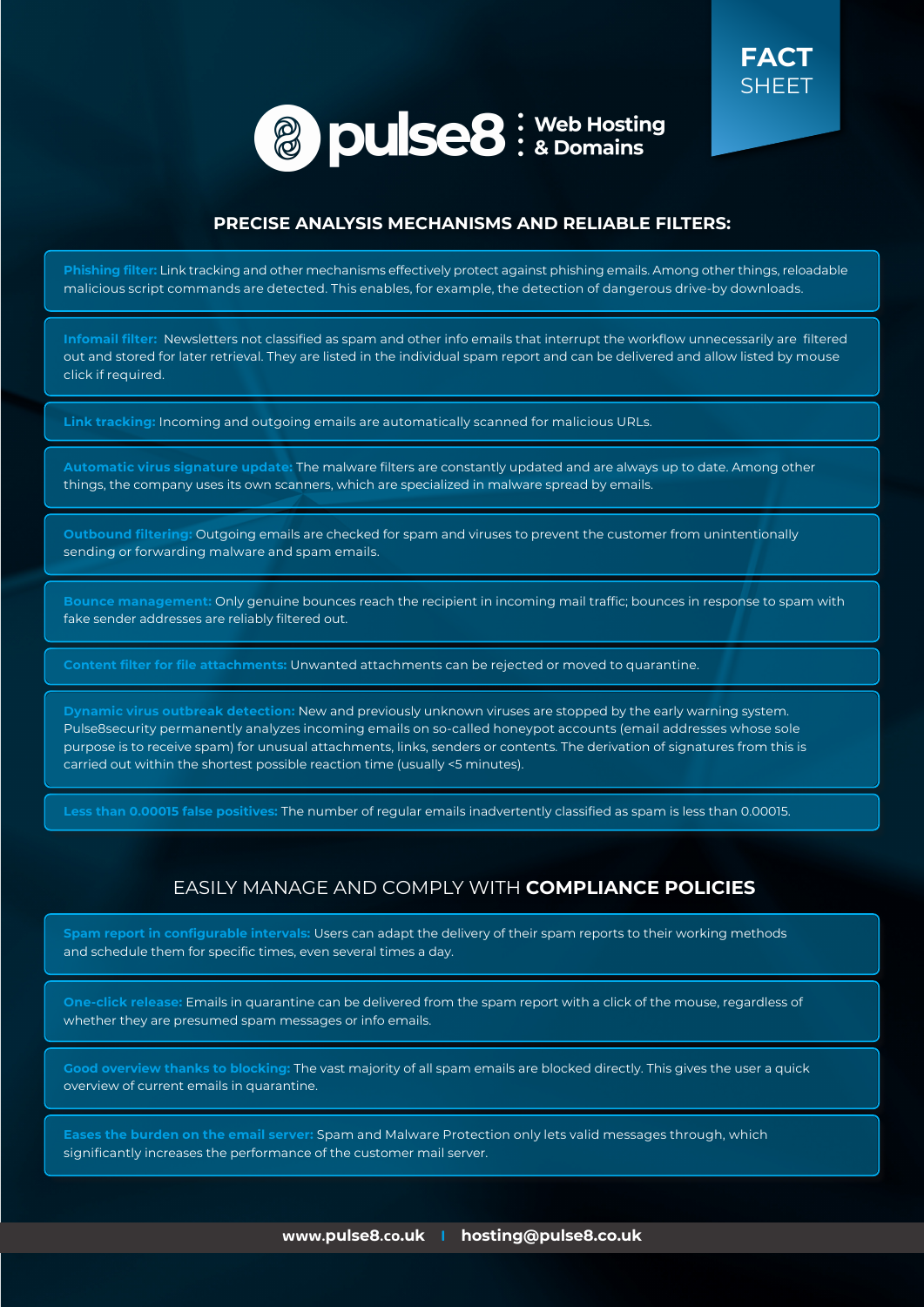**FACT** SHEET

pulse8 : Web Hosting & Domains

## PRECISE ANALYSIS MECHANISMS AND RELIABLE FILTERS:

**Phishing filter:** Link tracking and other mechanisms effectively protect against phishing emails. Among other things, reloadable malicious script commands are detected. This enables, for example, the detection of dangerous drive-by downloads.

**Infomail filter:** Newsletters not classified as spam and other info emails that interrupt the workflow unnecessarily are filtered out and stored for later retrieval. They are listed in the individual spam report and can be delivered and allow listed by mouse click if required.

**Link tracking:** Incoming and outgoing emails are automatically scanned for malicious URLs.

**Automatic virus signature update:** The malware filters are constantly updated and are always up to date. Among other things, the company uses its own scanners, which are specialized in malware spread by emails.

**Outbound filtering:** Outgoing emails are checked for spam and viruses to prevent the customer from unintentionally sending or forwarding malware and spam emails.

**Bounce management:** Only genuine bounces reach the recipient in incoming mail traffic; bounces in response to spam with fake sender addresses are reliably filtered out.

**Content filter for file attachments:** Unwanted attachments can be rejected or moved to quarantine.

**Dynamic virus outbreak detection:** New and previously unknown viruses are stopped by the early warning system. Pulse8security permanently analyzes incoming emails on so-called honeypot accounts (email addresses whose sole purpose is to receive spam) for unusual attachments, links, senders or contents. The derivation of signatures from this is carried out within the shortest possible reaction time (usually <5 minutes).

**Less than 0.00015 false positives:** The number of regular emails inadvertently classified as spam is less than 0.00015.

## EASILY MANAGE AND COMPLY WITH **COMPLIANCE POLICIES**

**Spam report in configurable intervals:** Users can adapt the delivery of their spam reports to their working methods and schedule them for specific times, even several times a day.

**One-click release:** Emails in quarantine can be delivered from the spam report with a click of the mouse, regardless of whether they are presumed spam messages or info emails.

**Good overview thanks to blocking:** The vast majority of all spam emails are blocked directly. This gives the user a quick overview of current emails in quarantine.

**Eases the burden on the email server:** Spam and Malware Protection only lets valid messages through, which significantly increases the performance of the customer mail server.

**www.pulse8.co.uk** | **hosting@pulse8.co.uk**